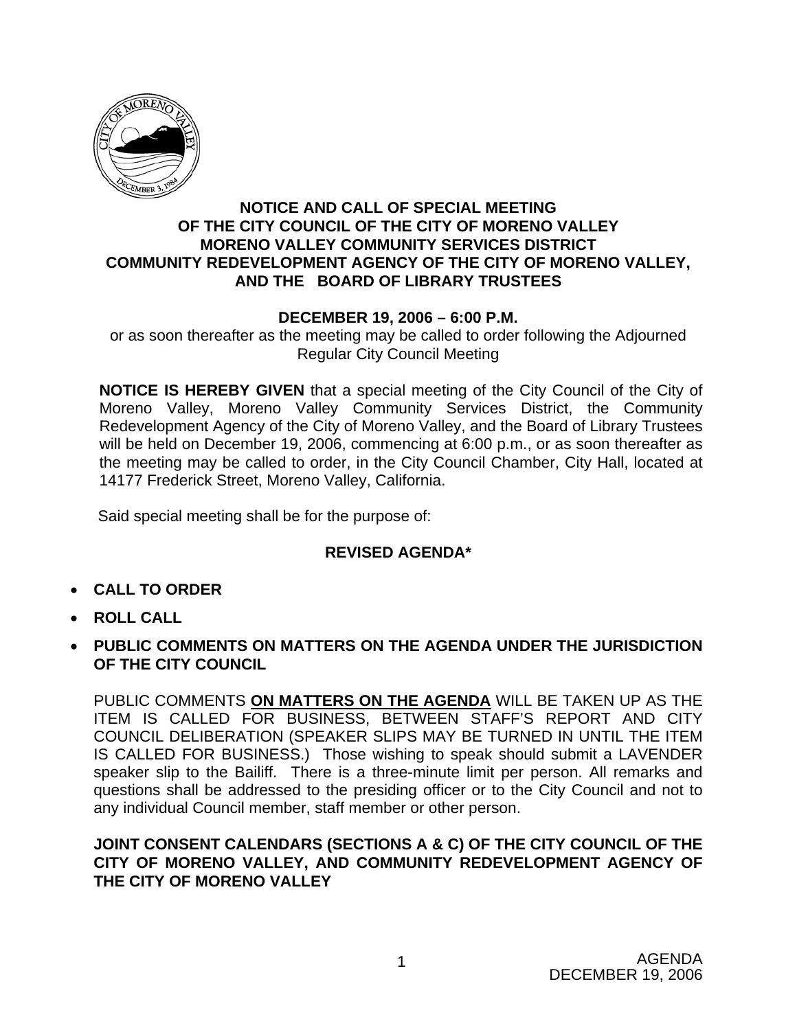**NOTICE AND CALL OF SPECIAL MEETING**
**OF THE CITY COUNCIL OF THE CITY OF MORENO VALLEY**
**MORENO VALLEY COMMUNITY SERVICES DISTRICT**
**COMMUNITY REDEVELOPMENT AGENCY OF THE CITY OF MORENO VALLEY,**
**AND THE BOARD OF LIBRARY TRUSTEES**

**DECEMBER 19, 2006 – 6:00 P.M.**

or as soon thereafter as the meeting may be called to order following the Adjourned Regular City Council Meeting

**NOTICE IS HEREBY GIVEN** that a special meeting of the City Council of the City of Moreno Valley, Moreno Valley Community Services District, the Community Redevelopment Agency of the City of Moreno Valley, and the Board of Library Trustees will be held on December 19, 2006, commencing at 6:00 p.m., or as soon thereafter as the meeting may be called to order, in the City Council Chamber, City Hall, located at 14177 Frederick Street, Moreno Valley, California.

Said special meeting shall be for the purpose of:

**REVISED AGENDA***

- **CALL TO ORDER**
- **ROLL CALL**
- **PUBLIC COMMENTS ON MATTERS ON THE AGENDA UNDER THE JURISDICTION OF THE CITY COUNCIL**

PUBLIC COMMENTS **ON MATTERS ON THE AGENDA** WILL BE TAKEN UP AS THE ITEM IS CALLED FOR BUSINESS, BETWEEN STAFF'S REPORT AND CITY COUNCIL DELIBERATION (SPEAKER SLIPS MAY BE TURNED IN UNTIL THE ITEM IS CALLED FOR BUSINESS.) Those wishing to speak should submit a LAVENDER speaker slip to the Bailiff. There is a three-minute limit per person. All remarks and questions shall be addressed to the presiding officer or to the City Council and not to any individual Council member, staff member or other person.

**JOINT CONSENT CALENDARS (SECTIONS A & C) OF THE CITY COUNCIL OF THE CITY OF MORENO VALLEY, AND COMMUNITY REDEVELOPMENT AGENCY OF THE CITY OF MORENO VALLEY**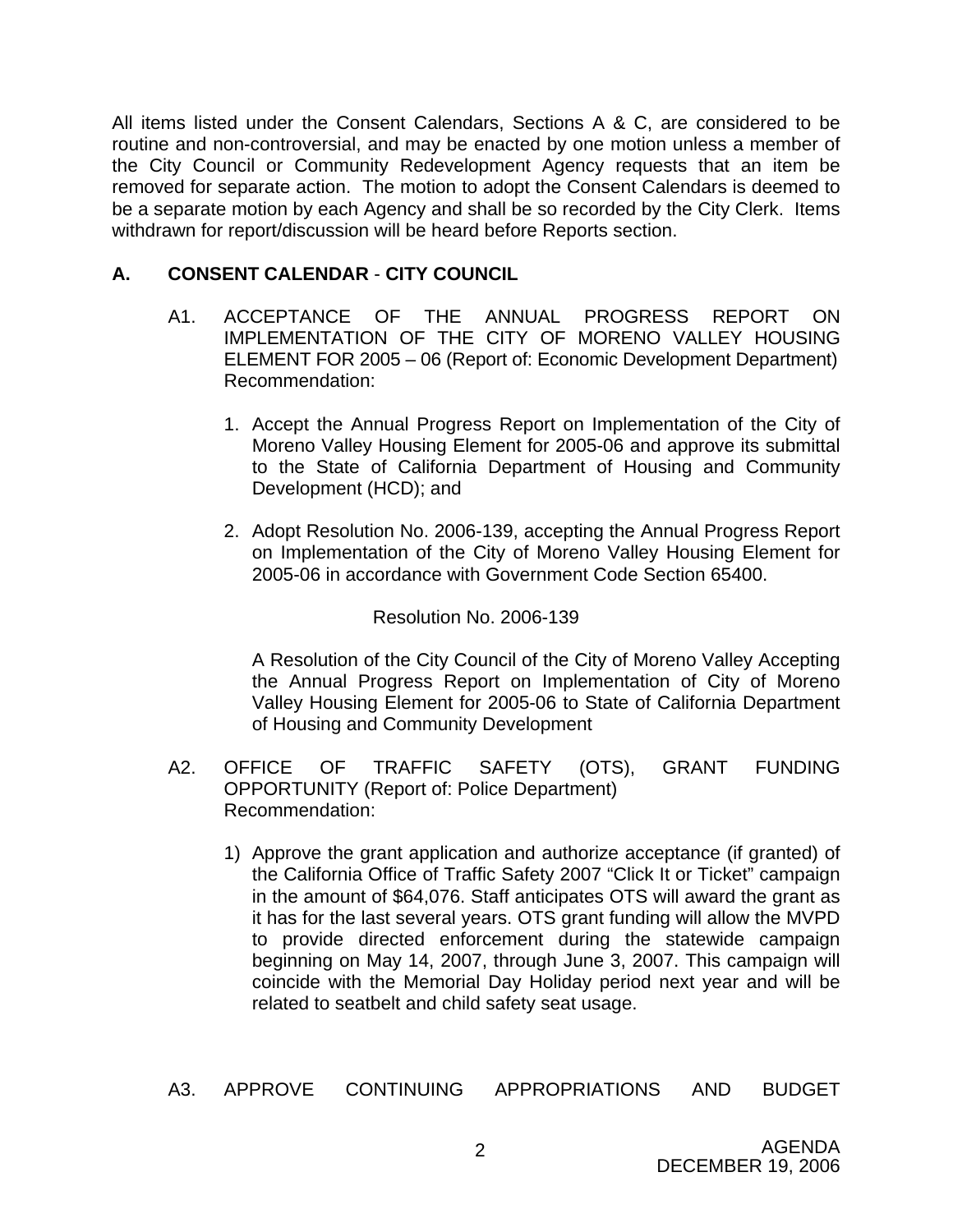All items listed under the Consent Calendars, Sections A & C, are considered to be routine and non-controversial, and may be enacted by one motion unless a member of the City Council or Community Redevelopment Agency requests that an item be removed for separate action. The motion to adopt the Consent Calendars is deemed to be a separate motion by each Agency and shall be so recorded by the City Clerk. Items withdrawn for report/discussion will be heard before Reports section.

## A. CONSENT CALENDAR - CITY COUNCIL

A1. ACCEPTANCE OF THE ANNUAL PROGRESS REPORT ON IMPLEMENTATION OF THE CITY OF MORENO VALLEY HOUSING ELEMENT FOR 2005 – 06 (Report of: Economic Development Department)
Recommendation:

1. Accept the Annual Progress Report on Implementation of the City of Moreno Valley Housing Element for 2005-06 and approve its submittal to the State of California Department of Housing and Community Development (HCD); and

2. Adopt Resolution No. 2006-139, accepting the Annual Progress Report on Implementation of the City of Moreno Valley Housing Element for 2005-06 in accordance with Government Code Section 65400.

Resolution No. 2006-139

A Resolution of the City Council of the City of Moreno Valley Accepting the Annual Progress Report on Implementation of City of Moreno Valley Housing Element for 2005-06 to State of California Department of Housing and Community Development

A2. OFFICE OF TRAFFIC SAFETY (OTS), GRANT FUNDING OPPORTUNITY (Report of: Police Department)
Recommendation:

1) Approve the grant application and authorize acceptance (if granted) of the California Office of Traffic Safety 2007 "Click It or Ticket" campaign in the amount of $64,076. Staff anticipates OTS will award the grant as it has for the last several years. OTS grant funding will allow the MVPD to provide directed enforcement during the statewide campaign beginning on May 14, 2007, through June 3, 2007. This campaign will coincide with the Memorial Day Holiday period next year and will be related to seatbelt and child safety seat usage.

A3. APPROVE CONTINUING APPROPRIATIONS AND BUDGET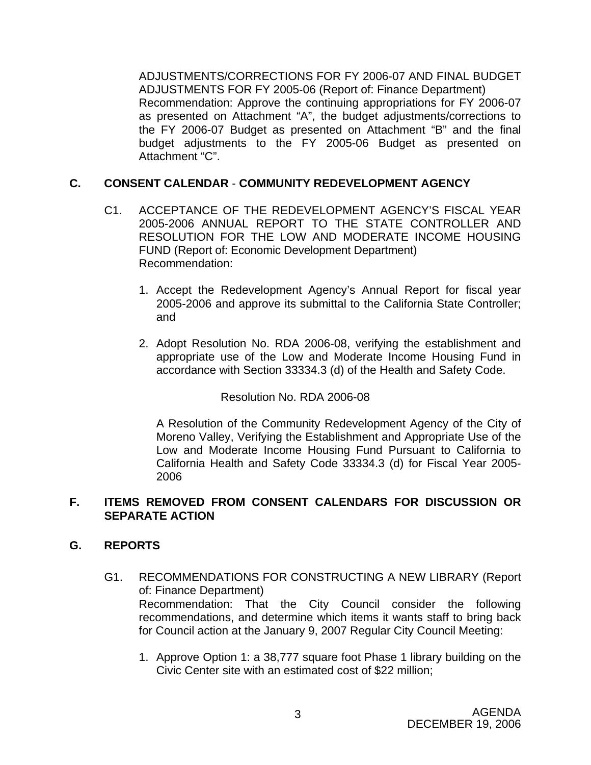ADJUSTMENTS/CORRECTIONS FOR FY 2006-07 AND FINAL BUDGET ADJUSTMENTS FOR FY 2005-06 (Report of: Finance Department)
Recommendation: Approve the continuing appropriations for FY 2006-07 as presented on Attachment "A", the budget adjustments/corrections to the FY 2006-07 Budget as presented on Attachment "B" and the final budget adjustments to the FY 2005-06 Budget as presented on Attachment "C".

## C. CONSENT CALENDAR - COMMUNITY REDEVELOPMENT AGENCY

C1. ACCEPTANCE OF THE REDEVELOPMENT AGENCY'S FISCAL YEAR 2005-2006 ANNUAL REPORT TO THE STATE CONTROLLER AND RESOLUTION FOR THE LOW AND MODERATE INCOME HOUSING FUND (Report of: Economic Development Department)
Recommendation:

1. Accept the Redevelopment Agency's Annual Report for fiscal year 2005-2006 and approve its submittal to the California State Controller; and

2. Adopt Resolution No. RDA 2006-08, verifying the establishment and appropriate use of the Low and Moderate Income Housing Fund in accordance with Section 33334.3 (d) of the Health and Safety Code.

Resolution No. RDA 2006-08

A Resolution of the Community Redevelopment Agency of the City of Moreno Valley, Verifying the Establishment and Appropriate Use of the Low and Moderate Income Housing Fund Pursuant to California to California Health and Safety Code 33334.3 (d) for Fiscal Year 2005-2006

## F. ITEMS REMOVED FROM CONSENT CALENDARS FOR DISCUSSION OR SEPARATE ACTION

## G. REPORTS

G1. RECOMMENDATIONS FOR CONSTRUCTING A NEW LIBRARY (Report of: Finance Department)
Recommendation: That the City Council consider the following recommendations, and determine which items it wants staff to bring back for Council action at the January 9, 2007 Regular City Council Meeting:

1. Approve Option 1: a 38,777 square foot Phase 1 library building on the Civic Center site with an estimated cost of $22 million;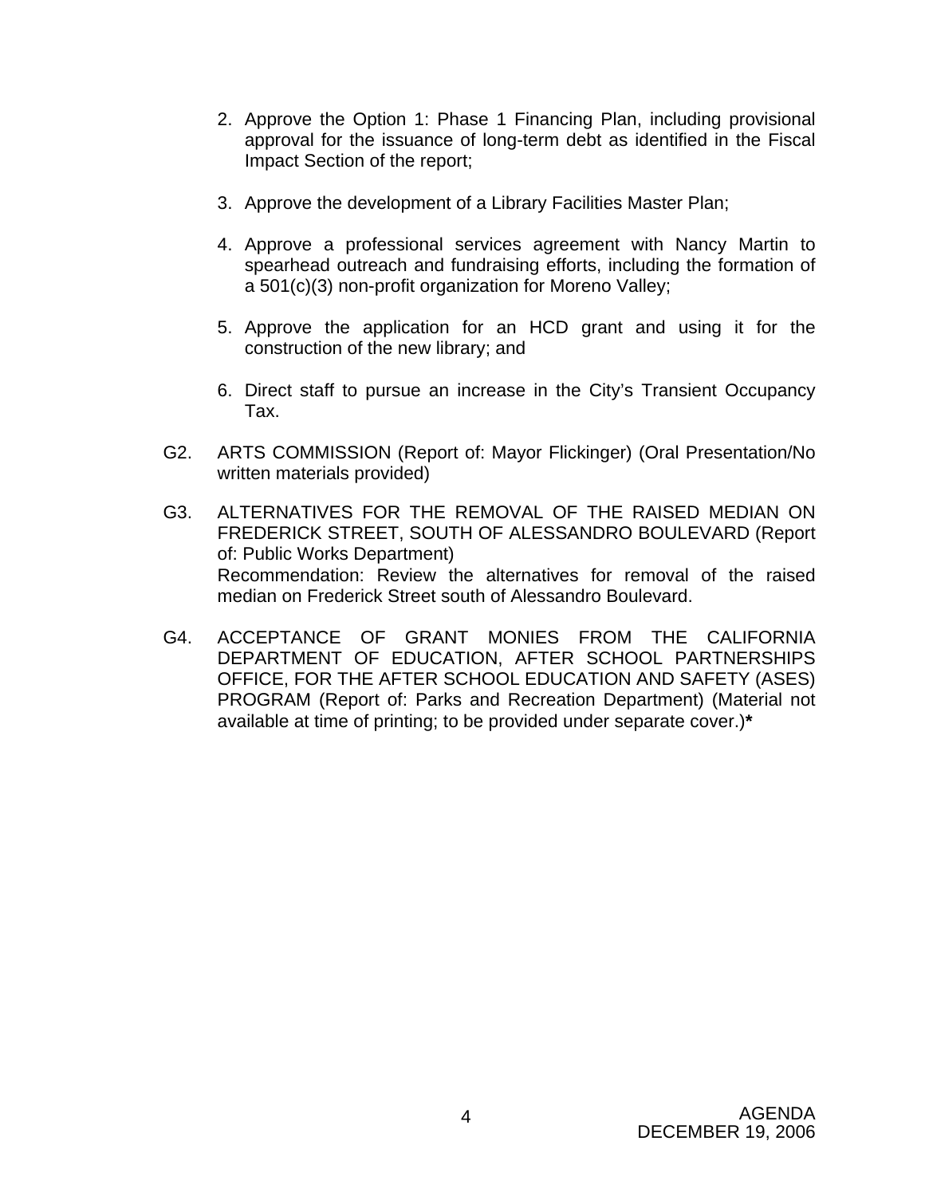2. Approve the Option 1: Phase 1 Financing Plan, including provisional approval for the issuance of long-term debt as identified in the Fiscal Impact Section of the report;

3. Approve the development of a Library Facilities Master Plan;

4. Approve a professional services agreement with Nancy Martin to spearhead outreach and fundraising efforts, including the formation of a 501(c)(3) non-profit organization for Moreno Valley;

5. Approve the application for an HCD grant and using it for the construction of the new library; and

6. Direct staff to pursue an increase in the City's Transient Occupancy Tax.

G2. ARTS COMMISSION (Report of: Mayor Flickinger) (Oral Presentation/No written materials provided)

G3. ALTERNATIVES FOR THE REMOVAL OF THE RAISED MEDIAN ON FREDERICK STREET, SOUTH OF ALESSANDRO BOULEVARD (Report of: Public Works Department)
Recommendation: Review the alternatives for removal of the raised median on Frederick Street south of Alessandro Boulevard.

G4. ACCEPTANCE OF GRANT MONIES FROM THE CALIFORNIA DEPARTMENT OF EDUCATION, AFTER SCHOOL PARTNERSHIPS OFFICE, FOR THE AFTER SCHOOL EDUCATION AND SAFETY (ASES) PROGRAM (Report of: Parks and Recreation Department) (Material not available at time of printing; to be provided under separate cover.)**\***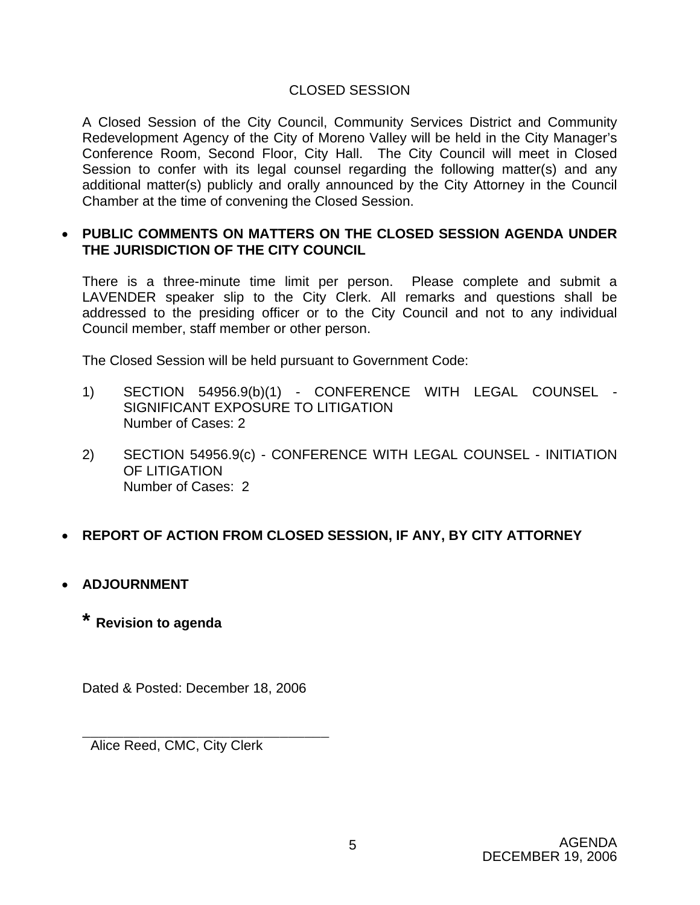## CLOSED SESSION

A Closed Session of the City Council, Community Services District and Community Redevelopment Agency of the City of Moreno Valley will be held in the City Manager's Conference Room, Second Floor, City Hall. The City Council will meet in Closed Session to confer with its legal counsel regarding the following matter(s) and any additional matter(s) publicly and orally announced by the City Attorney in the Council Chamber at the time of convening the Closed Session.

- **PUBLIC COMMENTS ON MATTERS ON THE CLOSED SESSION AGENDA UNDER THE JURISDICTION OF THE CITY COUNCIL**

  There is a three-minute time limit per person. Please complete and submit a LAVENDER speaker slip to the City Clerk. All remarks and questions shall be addressed to the presiding officer or to the City Council and not to any individual Council member, staff member or other person.

  The Closed Session will be held pursuant to Government Code:

  1) SECTION 54956.9(b)(1) - CONFERENCE WITH LEGAL COUNSEL - SIGNIFICANT EXPOSURE TO LITIGATION
     Number of Cases: 2

  2) SECTION 54956.9(c) - CONFERENCE WITH LEGAL COUNSEL - INITIATION OF LITIGATION
     Number of Cases: 2

- **REPORT OF ACTION FROM CLOSED SESSION, IF ANY, BY CITY ATTORNEY**

- **ADJOURNMENT**

**\* Revision to agenda**

Dated & Posted: December 18, 2006

___________________________________
Alice Reed, CMC, City Clerk